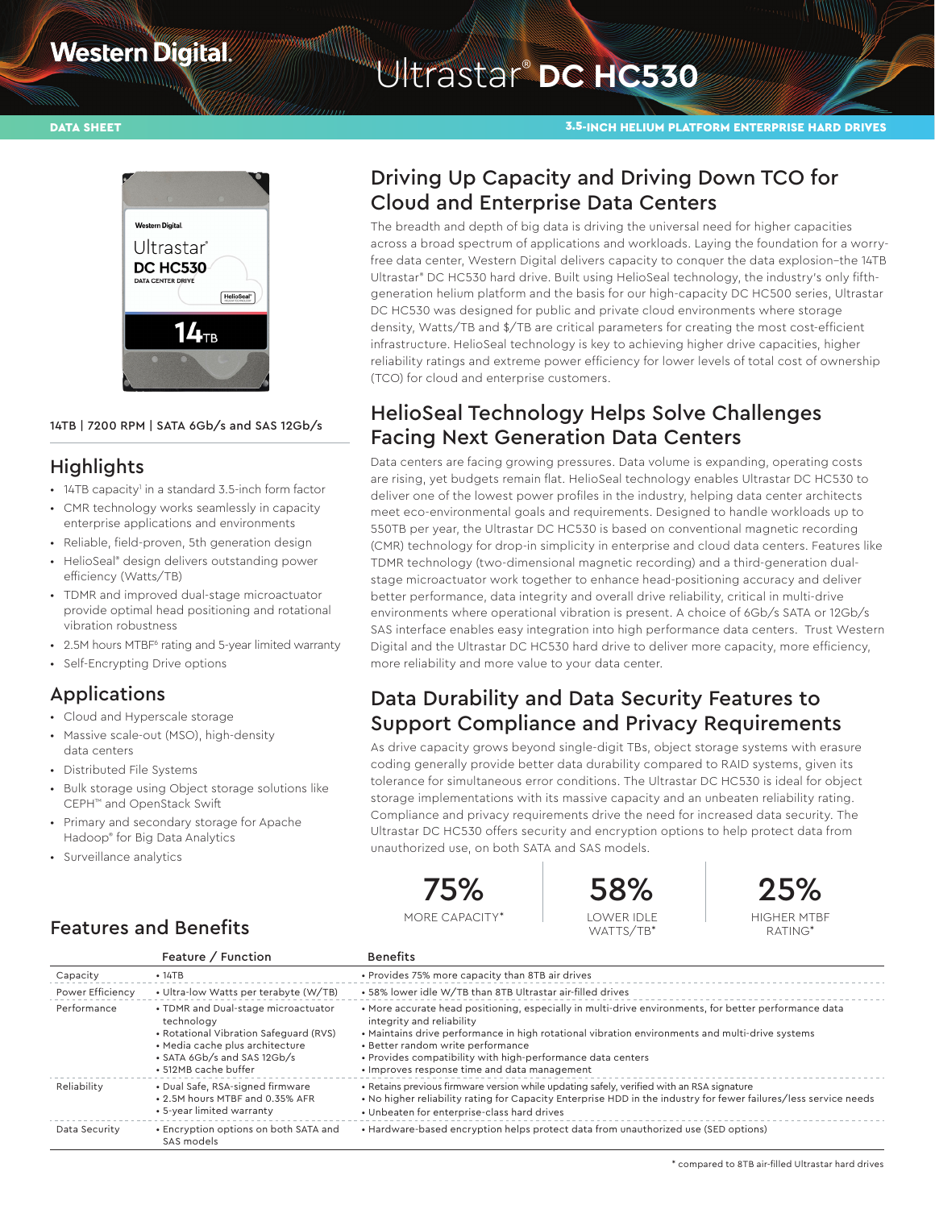Western Digital.

# Ultrastar® DC HC530

DATA SHEET

3.5-INCH HELIUM PLATFORM ENTERPRISE HARD DRIVES

14TB | 7200 RPM | SATA 6Gb/s and SAS 12Gb/s

## Highlights

- 14TB capacity[1] in a standard 3.5-inch form factor
- CMR technology works seamlessly in capacity enterprise applications and environments
- Reliable, field-proven, 5th generation design
- HelioSeal® design delivers outstanding power efficiency (Watts/TB)
- TDMR and improved dual-stage microactuator provide optimal head positioning and rotational vibration robustness
- 2.5M hours MTBF[6] rating and 5-year limited warranty
- Self-Encrypting Drive options

## Applications

- Cloud and Hyperscale storage
- Massive scale-out (MSO), high-density data centers
- Distributed File Systems
- Bulk storage using Object storage solutions like CEPH™ and OpenStack Swift
- Primary and secondary storage for Apache Hadoop® for Big Data Analytics
- Surveillance analytics

## Driving Up Capacity and Driving Down TCO for Cloud and Enterprise Data Centers

The breadth and depth of big data is driving the universal need for higher capacities across a broad spectrum of applications and workloads. Laying the foundation for a worry-free data center, Western Digital delivers capacity to conquer the data explosion–the 14TB Ultrastar® DC HC530 hard drive. Built using HelioSeal technology, the industry's only fifth-generation helium platform and the basis for our high-capacity DC HC500 series, Ultrastar DC HC530 was designed for public and private cloud environments where storage density, Watts/TB and $/TB are critical parameters for creating the most cost-efficient infrastructure. HelioSeal technology is key to achieving higher drive capacities, higher reliability ratings and extreme power efficiency for lower levels of total cost of ownership (TCO) for cloud and enterprise customers.

## HelioSeal Technology Helps Solve Challenges Facing Next Generation Data Centers

Data centers are facing growing pressures. Data volume is expanding, operating costs are rising, yet budgets remain flat. HelioSeal technology enables Ultrastar DC HC530 to deliver one of the lowest power profiles in the industry, helping data center architects meet eco-environmental goals and requirements. Designed to handle workloads up to 550TB per year, the Ultrastar DC HC530 is based on conventional magnetic recording (CMR) technology for drop-in simplicity in enterprise and cloud data centers. Features like TDMR technology (two-dimensional magnetic recording) and a third-generation dual-stage microactuator work together to enhance head-positioning accuracy and deliver better performance, data integrity and overall drive reliability, critical in multi-drive environments where operational vibration is present. A choice of 6Gb/s SATA or 12Gb/s SAS interface enables easy integration into high performance data centers. Trust Western Digital and the Ultrastar DC HC530 hard drive to deliver more capacity, more efficiency, more reliability and more value to your data center.

## Data Durability and Data Security Features to Support Compliance and Privacy Requirements

As drive capacity grows beyond single-digit TBs, object storage systems with erasure coding generally provide better data durability compared to RAID systems, given its tolerance for simultaneous error conditions. The Ultrastar DC HC530 is ideal for object storage implementations with its massive capacity and an unbeaten reliability rating. Compliance and privacy requirements drive the need for increased data security. The Ultrastar DC HC530 offers security and encryption options to help protect data from unauthorized use, on both SATA and SAS models.

**75%** MORE CAPACITY*

**58%** LOWER IDLE WATTS/TB*

**25%** HIGHER MTBF RATING*

## Features and Benefits

| | Feature / Function | Benefits |
|---|---|---|
| Capacity | • 14TB | • Provides 75% more capacity than 8TB air drives |
| Power Efficiency | • Ultra-low Watts per terabyte (W/TB) | • 58% lower idle W/TB than 8TB Ultrastar air-filled drives |
| Performance | • TDMR and Dual-stage microactuator technology<br>• Rotational Vibration Safeguard (RVS)<br>• Media cache plus architecture<br>• SATA 6Gb/s and SAS 12Gb/s<br>• 512MB cache buffer | • More accurate head positioning, especially in multi-drive environments, for better performance data integrity and reliability<br>• Maintains drive performance in high rotational vibration environments and multi-drive systems<br>• Better random write performance<br>• Provides compatibility with high-performance data centers<br>• Improves response time and data management |
| Reliability | • Dual Safe, RSA-signed firmware<br>• 2.5M hours MTBF and 0.35% AFR<br>• 5-year limited warranty | • Retains previous firmware version while updating safely, verified with an RSA signature<br>• No higher reliability rating for Capacity Enterprise HDD in the industry for fewer failures/less service needs<br>• Unbeaten for enterprise-class hard drives |
| Data Security | • Encryption options on both SATA and SAS models | • Hardware-based encryption helps protect data from unauthorized use (SED options) |

\* compared to 8TB air-filled Ultrastar hard drives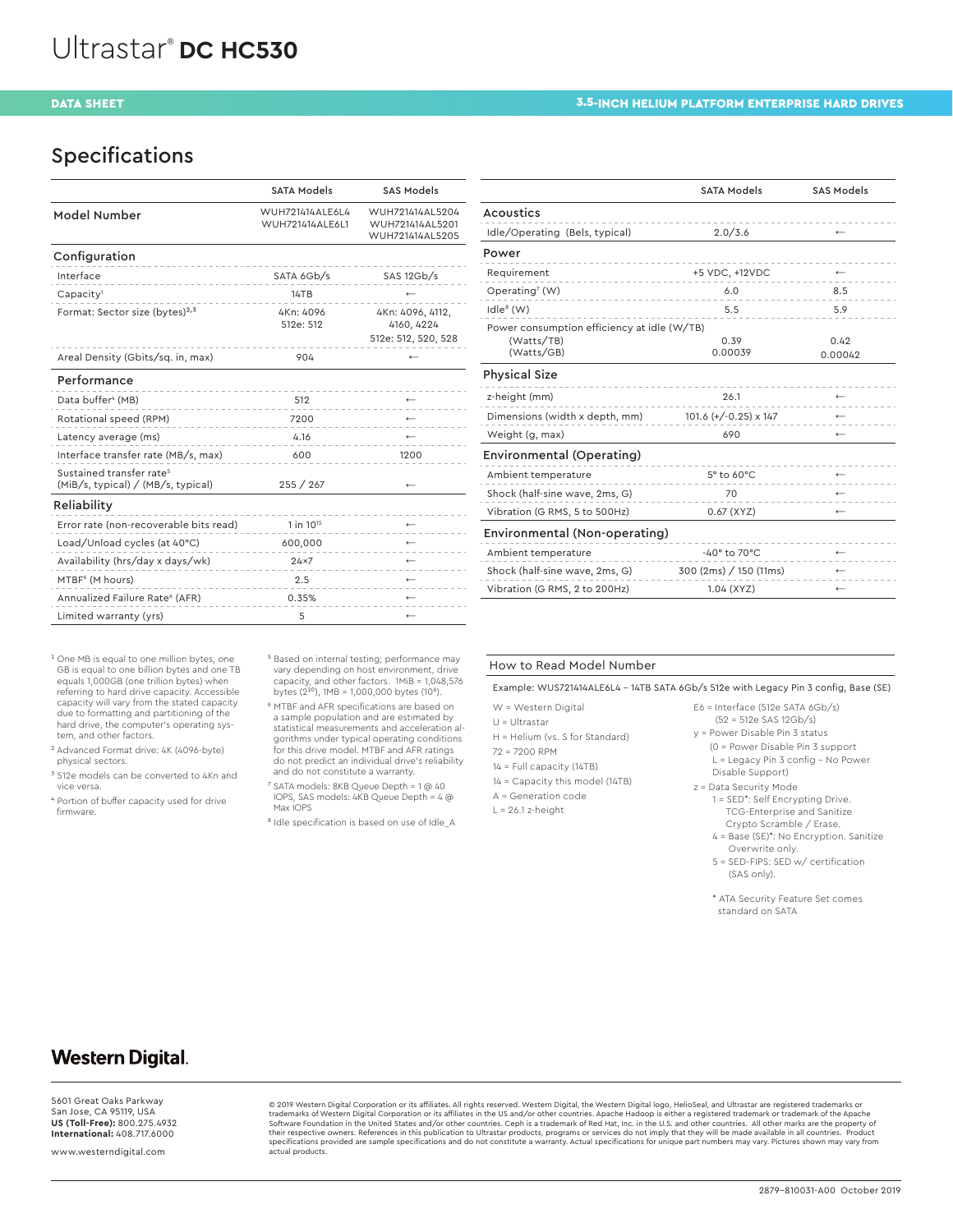# Ultrastar® DC HC530

DATA SHEET

3.5-INCH HELIUM PLATFORM ENTERPRISE HARD DRIVES

## Specifications

| | SATA Models | SAS Models |
|---|---|---|
| **Model Number** | WUH721414ALE6L4<br>WUH721414ALE6L1 | WUH721414AL5204<br>WUH721414AL5201<br>WUH721414AL5205 |
| **Configuration** | | |
| Interface | SATA 6Gb/s | SAS 12Gb/s |
| Capacity[1] | 14TB | ← |
| Format: Sector size (bytes)[2,3] | 4Kn: 4096<br>512e: 512 | 4Kn: 4096, 4112, 4160, 4224<br>512e: 512, 520, 528 |
| Areal Density (Gbits/sq. in, max) | 904 | ← |
| **Performance** | | |
| Data buffer[4] (MB) | 512 | ← |
| Rotational speed (RPM) | 7200 | ← |
| Latency average (ms) | 4.16 | ← |
| Interface transfer rate (MB/s, max) | 600 | 1200 |
| Sustained transfer rate[5] (MiB/s, typical) / (MB/s, typical) | 255 / 267 | ← |
| **Reliability** | | |
| Error rate (non-recoverable bits read) | 1 in $10^{15}$ | ← |
| Load/Unload cycles (at 40°C) | 600,000 | ← |
| Availability (hrs/day x days/wk) | 24×7 | ← |
| MTBF[6] (M hours) | 2.5 | ← |
| Annualized Failure Rate[6] (AFR) | 0.35% | ← |
| Limited warranty (yrs) | 5 | ← |

| | SATA Models | SAS Models |
|---|---|---|
| **Acoustics** | | |
| Idle/Operating (Bels, typical) | 2.0/3.6 | ← |
| **Power** | | |
| Requirement | +5 VDC, +12VDC | ← |
| Operating[7] (W) | 6.0 | 8.5 |
| Idle[8] (W) | 5.5 | 5.9 |
| Power consumption efficiency at idle (W/TB)<br>(Watts/TB)<br>(Watts/GB) | 0.39<br>0.00039 | 0.42<br>0.00042 |
| **Physical Size** | | |
| z-height (mm) | 26.1 | ← |
| Dimensions (width x depth, mm) | 101.6 (+/-0.25) x 147 | ← |
| Weight (g, max) | 690 | ← |
| **Environmental (Operating)** | | |
| Ambient temperature | 5° to 60°C | ← |
| Shock (half-sine wave, 2ms, G) | 70 | ← |
| Vibration (G RMS, 5 to 500Hz) | 0.67 (XYZ) | ← |
| **Environmental (Non-operating)** | | |
| Ambient temperature | -40° to 70°C | ← |
| Shock (half-sine wave, 2ms, G) | 300 (2ms) / 150 (11ms) | ← |
| Vibration (G RMS, 2 to 200Hz) | 1.04 (XYZ) | ← |

[1] One MB is equal to one million bytes, one GB is equal to one billion bytes and one TB equals 1,000GB (one trillion bytes) when referring to hard drive capacity. Accessible capacity will vary from the stated capacity due to formatting and partitioning of the hard drive, the computer's operating system, and other factors.

[2] Advanced Format drive: 4K (4096-byte) physical sectors.

[3] 512e models can be converted to 4Kn and vice versa.

[4] Portion of buffer capacity used for drive firmware.

[5] Based on internal testing; performance may vary depending on host environment, drive capacity, and other factors. 1MiB = 1,048,576 bytes ($2^{20}$), 1MB = 1,000,000 bytes ($10^6$).

[6] MTBF and AFR specifications are based on a sample population and are estimated by statistical measurements and acceleration algorithms under typical operating conditions for this drive model. MTBF and AFR ratings do not predict an individual drive's reliability and do not constitute a warranty.

[7] SATA models: 8KB Queue Depth = 1 @ 40 IOPS, SAS models: 4KB Queue Depth = 4 @ Max IOPS

[8] Idle specification is based on use of Idle_A

### How to Read Model Number

Example: WUS721414ALE6L4 – 14TB SATA 6Gb/s 512e with Legacy Pin 3 config, Base (SE)

W = Western Digital
U = Ultrastar
H = Helium (vs. S for Standard)
72 = 7200 RPM
14 = Full capacity (14TB)
14 = Capacity this model (14TB)
A = Generation code
L = 26.1 z-height

E6 = Interface (512e SATA 6Gb/s)
(52 = 512e SAS 12Gb/s)
y = Power Disable Pin 3 status
(0 = Power Disable Pin 3 support
L = Legacy Pin 3 config – No Power Disable Support)
z = Data Security Mode
1 = SED*: Self Encrypting Drive. TCG-Enterprise and Sanitize Crypto Scramble / Erase.
4 = Base (SE)*: No Encryption. Sanitize Overwrite only.
5 = SED-FIPS: SED w/ certification (SAS only).

* ATA Security Feature Set comes standard on SATA

**Western Digital.**

5601 Great Oaks Parkway
San Jose, CA 95119, USA
**US (Toll-Free):** 800.275.4932
**International:** 408.717.6000

www.westerndigital.com

© 2019 Western Digital Corporation or its affiliates. All rights reserved. Western Digital, the Western Digital logo, HelioSeal, and Ultrastar are registered trademarks or trademarks of Western Digital Corporation or its affiliates in the US and/or other countries. Apache Hadoop is either a registered trademark or trademark of the Apache Software Foundation in the United States and/or other countries. Ceph is a trademark of Red Hat, Inc. in the U.S. and other countries. All other marks are the property of their respective owners. References in this publication to Ultrastar products, programs or services do not imply that they will be made available in all countries. Product specifications provided are sample specifications and do not constitute a warranty. Actual specifications for unique part numbers may vary. Pictures shown may vary from actual products.

2879-810031-A00 October 2019